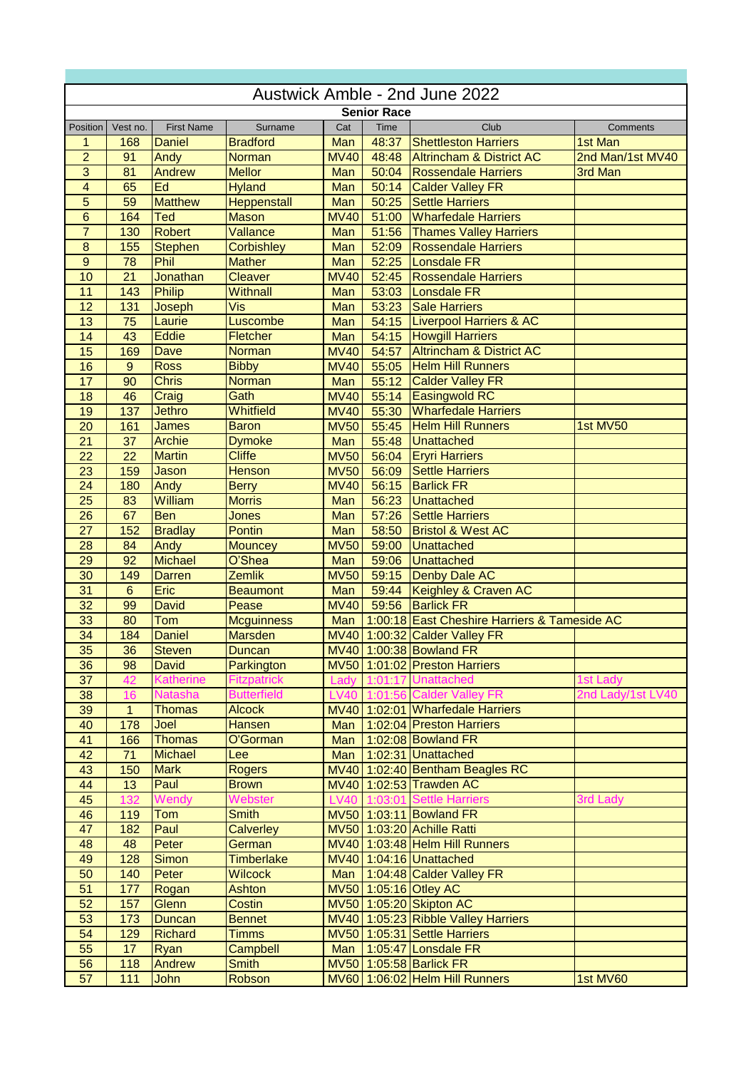# Austwick Amble - 2nd June 2022

## Senior Race

| Position | Vest no. | First Name | Surname | Cat | Time | Club | Comments |
|---|---|---|---|---|---|---|---|
| 1 | 168 | Daniel | Bradford | Man | 48:37 | Shettleston Harriers | 1st Man |
| 2 | 91 | Andy | Norman | MV40 | 48:48 | Altrincham & District AC | 2nd Man/1st MV40 |
| 3 | 81 | Andrew | Mellor | Man | 50:04 | Rossendale Harriers | 3rd Man |
| 4 | 65 | Ed | Hyland | Man | 50:14 | Calder Valley FR | |
| 5 | 59 | Matthew | Heppenstall | Man | 50:25 | Settle Harriers | |
| 6 | 164 | Ted | Mason | MV40 | 51:00 | Wharfedale Harriers | |
| 7 | 130 | Robert | Vallance | Man | 51:56 | Thames Valley Harriers | |
| 8 | 155 | Stephen | Corbishley | Man | 52:09 | Rossendale Harriers | |
| 9 | 78 | Phil | Mather | Man | 52:25 | Lonsdale FR | |
| 10 | 21 | Jonathan | Cleaver | MV40 | 52:45 | Rossendale Harriers | |
| 11 | 143 | Philip | Withnall | Man | 53:03 | Lonsdale FR | |
| 12 | 131 | Joseph | Vis | Man | 53:23 | Sale Harriers | |
| 13 | 75 | Laurie | Luscombe | Man | 54:15 | Liverpool Harriers & AC | |
| 14 | 43 | Eddie | Fletcher | Man | 54:15 | Howgill Harriers | |
| 15 | 169 | Dave | Norman | MV40 | 54:57 | Altrincham & District AC | |
| 16 | 9 | Ross | Bibby | MV40 | 55:05 | Helm Hill Runners | |
| 17 | 90 | Chris | Norman | Man | 55:12 | Calder Valley FR | |
| 18 | 46 | Craig | Gath | MV40 | 55:14 | Easingwold RC | |
| 19 | 137 | Jethro | Whitfield | MV40 | 55:30 | Wharfedale Harriers | |
| 20 | 161 | James | Baron | MV50 | 55:45 | Helm Hill Runners | 1st MV50 |
| 21 | 37 | Archie | Dymoke | Man | 55:48 | Unattached | |
| 22 | 22 | Martin | Cliffe | MV50 | 56:04 | Eryri Harriers | |
| 23 | 159 | Jason | Henson | MV50 | 56:09 | Settle Harriers | |
| 24 | 180 | Andy | Berry | MV40 | 56:15 | Barlick FR | |
| 25 | 83 | William | Morris | Man | 56:23 | Unattached | |
| 26 | 67 | Ben | Jones | Man | 57:26 | Settle Harriers | |
| 27 | 152 | Bradlay | Pontin | Man | 58:50 | Bristol & West AC | |
| 28 | 84 | Andy | Mouncey | MV50 | 59:00 | Unattached | |
| 29 | 92 | Michael | O'Shea | Man | 59:06 | Unattached | |
| 30 | 149 | Darren | Zemlik | MV50 | 59:15 | Denby Dale AC | |
| 31 | 6 | Eric | Beaumont | Man | 59:44 | Keighley & Craven AC | |
| 32 | 99 | David | Pease | MV40 | 59:56 | Barlick FR | |
| 33 | 80 | Tom | Mcguinness | Man | 1:00:18 | East Cheshire Harriers & Tameside AC | |
| 34 | 184 | Daniel | Marsden | MV40 | 1:00:32 | Calder Valley FR | |
| 35 | 36 | Steven | Duncan | MV40 | 1:00:38 | Bowland FR | |
| 36 | 98 | David | Parkington | MV50 | 1:01:02 | Preston Harriers | |
| 37 | 42 | Katherine | Fitzpatrick | Lady | 1:01:17 | Unattached | 1st Lady |
| 38 | 16 | Natasha | Butterfield | LV40 | 1:01:56 | Calder Valley FR | 2nd Lady/1st LV40 |
| 39 | 1 | Thomas | Alcock | MV40 | 1:02:01 | Wharfedale Harriers | |
| 40 | 178 | Joel | Hansen | Man | 1:02:04 | Preston Harriers | |
| 41 | 166 | Thomas | O'Gorman | Man | 1:02:08 | Bowland FR | |
| 42 | 71 | Michael | Lee | Man | 1:02:31 | Unattached | |
| 43 | 150 | Mark | Rogers | MV40 | 1:02:40 | Bentham Beagles RC | |
| 44 | 13 | Paul | Brown | MV40 | 1:02:53 | Trawden AC | |
| 45 | 132 | Wendy | Webster | LV40 | 1:03:01 | Settle Harriers | 3rd Lady |
| 46 | 119 | Tom | Smith | MV50 | 1:03:11 | Bowland FR | |
| 47 | 182 | Paul | Calverley | MV50 | 1:03:20 | Achille Ratti | |
| 48 | 48 | Peter | German | MV40 | 1:03:48 | Helm Hill Runners | |
| 49 | 128 | Simon | Timberlake | MV40 | 1:04:16 | Unattached | |
| 50 | 140 | Peter | Wilcock | Man | 1:04:48 | Calder Valley FR | |
| 51 | 177 | Rogan | Ashton | MV50 | 1:05:16 | Otley AC | |
| 52 | 157 | Glenn | Costin | MV50 | 1:05:20 | Skipton AC | |
| 53 | 173 | Duncan | Bennet | MV40 | 1:05:23 | Ribble Valley Harriers | |
| 54 | 129 | Richard | Timms | MV50 | 1:05:31 | Settle Harriers | |
| 55 | 17 | Ryan | Campbell | Man | 1:05:47 | Lonsdale FR | |
| 56 | 118 | Andrew | Smith | MV50 | 1:05:58 | Barlick FR | |
| 57 | 111 | John | Robson | MV60 | 1:06:02 | Helm Hill Runners | 1st MV60 |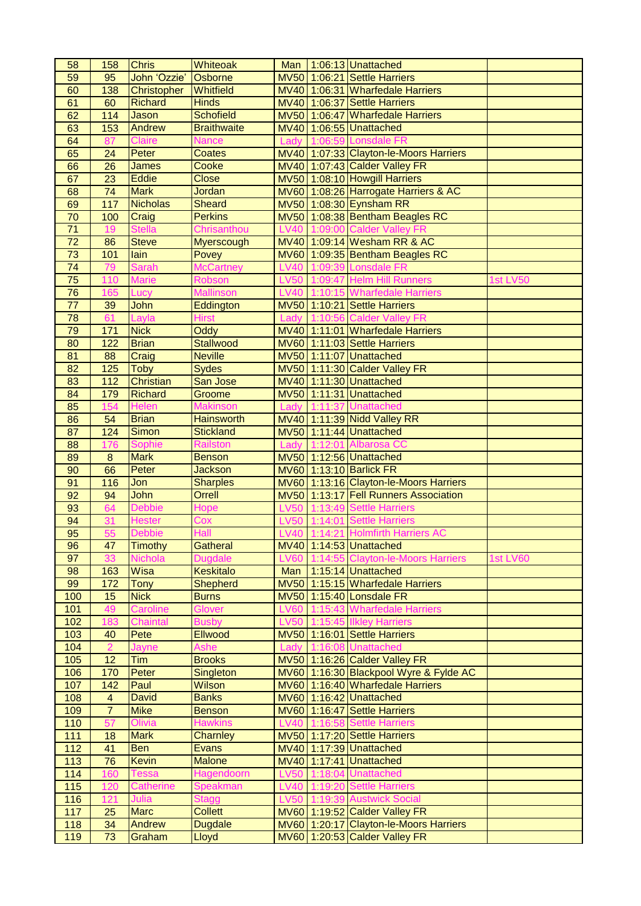| 58 | 158 | Chris | Whiteoak | Man | 1:06:13 | Unattached | |
|---|---|---|---|---|---|---|---|
| 59 | 95 | John 'Ozzie' | Osborne | MV50 | 1:06:21 | Settle Harriers | |
| 60 | 138 | Christopher | Whitfield | MV40 | 1:06:31 | Wharfedale Harriers | |
| 61 | 60 | Richard | Hinds | MV40 | 1:06:37 | Settle Harriers | |
| 62 | 114 | Jason | Schofield | MV50 | 1:06:47 | Wharfedale Harriers | |
| 63 | 153 | Andrew | Braithwaite | MV40 | 1:06:55 | Unattached | |
| 64 | 87 | Claire | Nance | Lady | 1:06:59 | Lonsdale FR | |
| 65 | 24 | Peter | Coates | MV40 | 1:07:33 | Clayton-le-Moors Harriers | |
| 66 | 26 | James | Cooke | MV40 | 1:07:43 | Calder Valley FR | |
| 67 | 23 | Eddie | Close | MV50 | 1:08:10 | Howgill Harriers | |
| 68 | 74 | Mark | Jordan | MV60 | 1:08:26 | Harrogate Harriers & AC | |
| 69 | 117 | Nicholas | Sheard | MV50 | 1:08:30 | Eynsham RR | |
| 70 | 100 | Craig | Perkins | MV50 | 1:08:38 | Bentham Beagles RC | |
| 71 | 19 | Stella | Chrisanthou | LV40 | 1:09:00 | Calder Valley FR | |
| 72 | 86 | Steve | Myerscough | MV40 | 1:09:14 | Wesham RR & AC | |
| 73 | 101 | Iain | Povey | MV60 | 1:09:35 | Bentham Beagles RC | |
| 74 | 79 | Sarah | McCartney | LV40 | 1:09:39 | Lonsdale FR | |
| 75 | 110 | Marie | Robson | LV50 | 1:09:47 | Helm Hill Runners | 1st LV50 |
| 76 | 165 | Lucy | Mallinson | LV40 | 1:10:15 | Wharfedale Harriers | |
| 77 | 39 | John | Eddington | MV50 | 1:10:21 | Settle Harriers | |
| 78 | 61 | Layla | Hirst | Lady | 1:10:56 | Calder Valley FR | |
| 79 | 171 | Nick | Oddy | MV40 | 1:11:01 | Wharfedale Harriers | |
| 80 | 122 | Brian | Stallwood | MV60 | 1:11:03 | Settle Harriers | |
| 81 | 88 | Craig | Neville | MV50 | 1:11:07 | Unattached | |
| 82 | 125 | Toby | Sydes | MV50 | 1:11:30 | Calder Valley FR | |
| 83 | 112 | Christian | San Jose | MV40 | 1:11:30 | Unattached | |
| 84 | 179 | Richard | Groome | MV50 | 1:11:31 | Unattached | |
| 85 | 154 | Helen | Makinson | Lady | 1:11:37 | Unattached | |
| 86 | 54 | Brian | Hainsworth | MV40 | 1:11:39 | Nidd Valley RR | |
| 87 | 124 | Simon | Stickland | MV50 | 1:11:44 | Unattached | |
| 88 | 176 | Sophie | Railston | Lady | 1:12:01 | Albarosa CC | |
| 89 | 8 | Mark | Benson | MV50 | 1:12:56 | Unattached | |
| 90 | 66 | Peter | Jackson | MV60 | 1:13:10 | Barlick FR | |
| 91 | 116 | Jon | Sharples | MV60 | 1:13:16 | Clayton-le-Moors Harriers | |
| 92 | 94 | John | Orrell | MV50 | 1:13:17 | Fell Runners Association | |
| 93 | 64 | Debbie | Hope | LV50 | 1:13:49 | Settle Harriers | |
| 94 | 31 | Hester | Cox | LV50 | 1:14:01 | Settle Harriers | |
| 95 | 55 | Debbie | Hall | LV40 | 1:14:21 | Holmfirth Harriers AC | |
| 96 | 47 | Timothy | Gatheral | MV40 | 1:14:53 | Unattached | |
| 97 | 33 | Nichola | Dugdale | LV60 | 1:14:55 | Clayton-le-Moors Harriers | 1st LV60 |
| 98 | 163 | Wisa | Keskitalo | Man | 1:15:14 | Unattached | |
| 99 | 172 | Tony | Shepherd | MV50 | 1:15:15 | Wharfedale Harriers | |
| 100 | 15 | Nick | Burns | MV50 | 1:15:40 | Lonsdale FR | |
| 101 | 49 | Caroline | Glover | LV60 | 1:15:43 | Wharfedale Harriers | |
| 102 | 183 | Chaintal | Busby | LV50 | 1:15:45 | Ilkley Harriers | |
| 103 | 40 | Pete | Ellwood | MV50 | 1:16:01 | Settle Harriers | |
| 104 | 2 | Jayne | Ashe | Lady | 1:16:08 | Unattached | |
| 105 | 12 | Tim | Brooks | MV50 | 1:16:26 | Calder Valley FR | |
| 106 | 170 | Peter | Singleton | MV60 | 1:16:30 | Blackpool Wyre & Fylde AC | |
| 107 | 142 | Paul | Wilson | MV60 | 1:16:40 | Wharfedale Harriers | |
| 108 | 4 | David | Banks | MV60 | 1:16:42 | Unattached | |
| 109 | 7 | Mike | Benson | MV60 | 1:16:47 | Settle Harriers | |
| 110 | 57 | Olivia | Hawkins | LV40 | 1:16:58 | Settle Harriers | |
| 111 | 18 | Mark | Charnley | MV50 | 1:17:20 | Settle Harriers | |
| 112 | 41 | Ben | Evans | MV40 | 1:17:39 | Unattached | |
| 113 | 76 | Kevin | Malone | MV40 | 1:17:41 | Unattached | |
| 114 | 160 | Tessa | Hagendoorn | LV50 | 1:18:04 | Unattached | |
| 115 | 120 | Catherine | Speakman | LV40 | 1:19:20 | Settle Harriers | |
| 116 | 121 | Julia | Stagg | LV50 | 1:19:39 | Austwick Social | |
| 117 | 25 | Marc | Collett | MV60 | 1:19:52 | Calder Valley FR | |
| 118 | 34 | Andrew | Dugdale | MV60 | 1:20:17 | Clayton-le-Moors Harriers | |
| 119 | 73 | Graham | Lloyd | MV60 | 1:20:53 | Calder Valley FR | |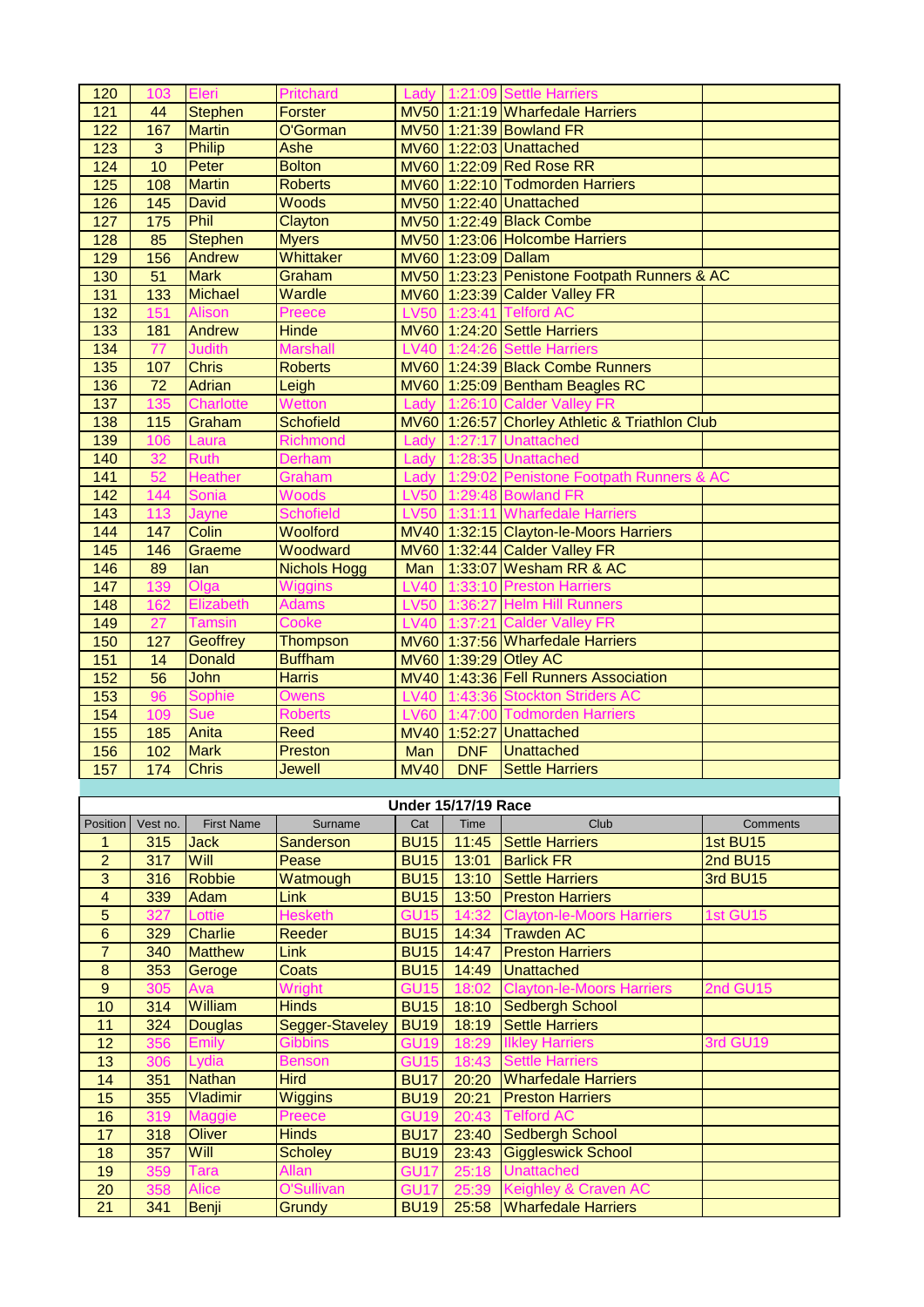| | | | | | | | |
|---|---|---|---|---|---|---|---|
| 120 | 103 | Eleri | Pritchard | Lady | 1:21:09 | Settle Harriers | |
| 121 | 44 | Stephen | Forster | MV50 | 1:21:19 | Wharfedale Harriers | |
| 122 | 167 | Martin | O'Gorman | MV50 | 1:21:39 | Bowland FR | |
| 123 | 3 | Philip | Ashe | MV60 | 1:22:03 | Unattached | |
| 124 | 10 | Peter | Bolton | MV60 | 1:22:09 | Red Rose RR | |
| 125 | 108 | Martin | Roberts | MV60 | 1:22:10 | Todmorden Harriers | |
| 126 | 145 | David | Woods | MV50 | 1:22:40 | Unattached | |
| 127 | 175 | Phil | Clayton | MV50 | 1:22:49 | Black Combe | |
| 128 | 85 | Stephen | Myers | MV50 | 1:23:06 | Holcombe Harriers | |
| 129 | 156 | Andrew | Whittaker | MV60 | 1:23:09 | Dallam | |
| 130 | 51 | Mark | Graham | MV50 | 1:23:23 | Penistone Footpath Runners & AC | |
| 131 | 133 | Michael | Wardle | MV60 | 1:23:39 | Calder Valley FR | |
| 132 | 151 | Alison | Preece | LV50 | 1:23:41 | Telford AC | |
| 133 | 181 | Andrew | Hinde | MV60 | 1:24:20 | Settle Harriers | |
| 134 | 77 | Judith | Marshall | LV40 | 1:24:26 | Settle Harriers | |
| 135 | 107 | Chris | Roberts | MV60 | 1:24:39 | Black Combe Runners | |
| 136 | 72 | Adrian | Leigh | MV60 | 1:25:09 | Bentham Beagles RC | |
| 137 | 135 | Charlotte | Wetton | Lady | 1:26:10 | Calder Valley FR | |
| 138 | 115 | Graham | Schofield | MV60 | 1:26:57 | Chorley Athletic & Triathlon Club | |
| 139 | 106 | Laura | Richmond | Lady | 1:27:17 | Unattached | |
| 140 | 32 | Ruth | Derham | Lady | 1:28:35 | Unattached | |
| 141 | 52 | Heather | Graham | Lady | 1:29:02 | Penistone Footpath Runners & AC | |
| 142 | 144 | Sonia | Woods | LV50 | 1:29:48 | Bowland FR | |
| 143 | 113 | Jayne | Schofield | LV50 | 1:31:11 | Wharfedale Harriers | |
| 144 | 147 | Colin | Woolford | MV40 | 1:32:15 | Clayton-le-Moors Harriers | |
| 145 | 146 | Graeme | Woodward | MV60 | 1:32:44 | Calder Valley FR | |
| 146 | 89 | Ian | Nichols Hogg | Man | 1:33:07 | Wesham RR & AC | |
| 147 | 139 | Olga | Wiggins | LV40 | 1:33:10 | Preston Harriers | |
| 148 | 162 | Elizabeth | Adams | LV50 | 1:36:27 | Helm Hill Runners | |
| 149 | 27 | Tamsin | Cooke | LV40 | 1:37:21 | Calder Valley FR | |
| 150 | 127 | Geoffrey | Thompson | MV60 | 1:37:56 | Wharfedale Harriers | |
| 151 | 14 | Donald | Buffham | MV60 | 1:39:29 | Otley AC | |
| 152 | 56 | John | Harris | MV40 | 1:43:36 | Fell Runners Association | |
| 153 | 96 | Sophie | Owens | LV40 | 1:43:36 | Stockton Striders AC | |
| 154 | 109 | Sue | Roberts | LV60 | 1:47:00 | Todmorden Harriers | |
| 155 | 185 | Anita | Reed | MV40 | 1:52:27 | Unattached | |
| 156 | 102 | Mark | Preston | Man | DNF | Unattached | |
| 157 | 174 | Chris | Jewell | MV40 | DNF | Settle Harriers | |

**Under 15/17/19 Race**

| Position | Vest no. | First Name | Surname | Cat | Time | Club | Comments |
|---|---|---|---|---|---|---|---|
| 1 | 315 | Jack | Sanderson | BU15 | 11:45 | Settle Harriers | 1st BU15 |
| 2 | 317 | Will | Pease | BU15 | 13:01 | Barlick FR | 2nd BU15 |
| 3 | 316 | Robbie | Watmough | BU15 | 13:10 | Settle Harriers | 3rd BU15 |
| 4 | 339 | Adam | Link | BU15 | 13:50 | Preston Harriers | |
| 5 | 327 | Lottie | Hesketh | GU15 | 14:32 | Clayton-le-Moors Harriers | 1st GU15 |
| 6 | 329 | Charlie | Reeder | BU15 | 14:34 | Trawden AC | |
| 7 | 340 | Matthew | Link | BU15 | 14:47 | Preston Harriers | |
| 8 | 353 | Geroge | Coats | BU15 | 14:49 | Unattached | |
| 9 | 305 | Ava | Wright | GU15 | 18:02 | Clayton-le-Moors Harriers | 2nd GU15 |
| 10 | 314 | William | Hinds | BU15 | 18:10 | Sedbergh School | |
| 11 | 324 | Douglas | Segger-Staveley | BU19 | 18:19 | Settle Harriers | |
| 12 | 356 | Emily | Gibbins | GU19 | 18:29 | Ilkley Harriers | 3rd GU19 |
| 13 | 306 | Lydia | Benson | GU15 | 18:43 | Settle Harriers | |
| 14 | 351 | Nathan | Hird | BU17 | 20:20 | Wharfedale Harriers | |
| 15 | 355 | Vladimir | Wiggins | BU19 | 20:21 | Preston Harriers | |
| 16 | 319 | Maggie | Preece | GU19 | 20:43 | Telford AC | |
| 17 | 318 | Oliver | Hinds | BU17 | 23:40 | Sedbergh School | |
| 18 | 357 | Will | Scholey | BU19 | 23:43 | Giggleswick School | |
| 19 | 359 | Tara | Allan | GU17 | 25:18 | Unattached | |
| 20 | 358 | Alice | O'Sullivan | GU17 | 25:39 | Keighley & Craven AC | |
| 21 | 341 | Benji | Grundy | BU19 | 25:58 | Wharfedale Harriers | |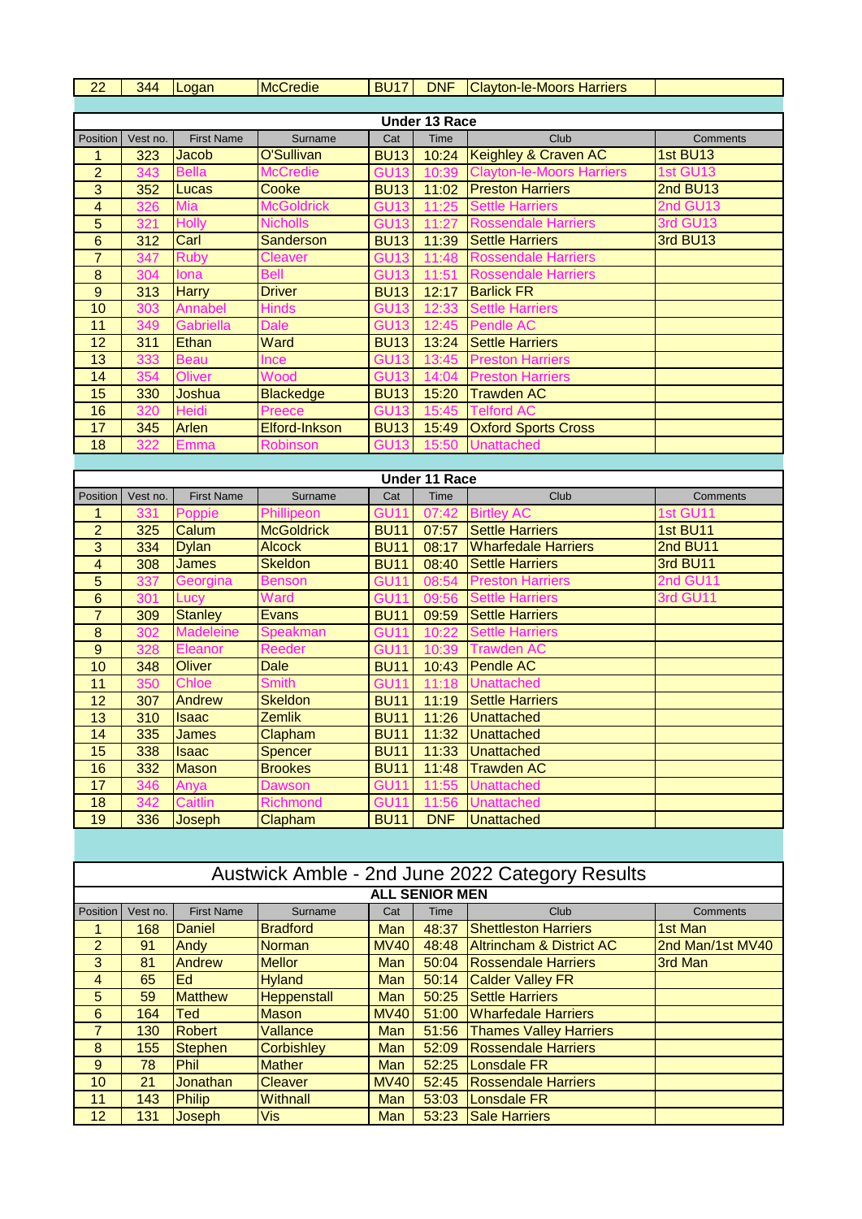| 22 | 344 | Logan | McCredie | BU17 | DNF | Clayton-le-Moors Harriers | |
|---|---|---|---|---|---|---|---|

## Under 13 Race

| Position | Vest no. | First Name | Surname | Cat | Time | Club | Comments |
|---|---|---|---|---|---|---|---|
| 1 | 323 | Jacob | O'Sullivan | BU13 | 10:24 | Keighley & Craven AC | 1st BU13 |
| 2 | 343 | Bella | McCredie | GU13 | 10:39 | Clayton-le-Moors Harriers | 1st GU13 |
| 3 | 352 | Lucas | Cooke | BU13 | 11:02 | Preston Harriers | 2nd BU13 |
| 4 | 326 | Mia | McGoldrick | GU13 | 11:25 | Settle Harriers | 2nd GU13 |
| 5 | 321 | Holly | Nicholls | GU13 | 11:27 | Rossendale Harriers | 3rd GU13 |
| 6 | 312 | Carl | Sanderson | BU13 | 11:39 | Settle Harriers | 3rd BU13 |
| 7 | 347 | Ruby | Cleaver | GU13 | 11:48 | Rossendale Harriers | |
| 8 | 304 | Iona | Bell | GU13 | 11:51 | Rossendale Harriers | |
| 9 | 313 | Harry | Driver | BU13 | 12:17 | Barlick FR | |
| 10 | 303 | Annabel | Hinds | GU13 | 12:33 | Settle Harriers | |
| 11 | 349 | Gabriella | Dale | GU13 | 12:45 | Pendle AC | |
| 12 | 311 | Ethan | Ward | BU13 | 13:24 | Settle Harriers | |
| 13 | 333 | Beau | Ince | GU13 | 13:45 | Preston Harriers | |
| 14 | 354 | Oliver | Wood | GU13 | 14:04 | Preston Harriers | |
| 15 | 330 | Joshua | Blackedge | BU13 | 15:20 | Trawden AC | |
| 16 | 320 | Heidi | Preece | GU13 | 15:45 | Telford AC | |
| 17 | 345 | Arlen | Elford-Inkson | BU13 | 15:49 | Oxford Sports Cross | |
| 18 | 322 | Emma | Robinson | GU13 | 15:50 | Unattached | |

## Under 11 Race

| Position | Vest no. | First Name | Surname | Cat | Time | Club | Comments |
|---|---|---|---|---|---|---|---|
| 1 | 331 | Poppie | Phillipeon | GU11 | 07:42 | Birtley AC | 1st GU11 |
| 2 | 325 | Calum | McGoldrick | BU11 | 07:57 | Settle Harriers | 1st BU11 |
| 3 | 334 | Dylan | Alcock | BU11 | 08:17 | Wharfedale Harriers | 2nd BU11 |
| 4 | 308 | James | Skeldon | BU11 | 08:40 | Settle Harriers | 3rd BU11 |
| 5 | 337 | Georgina | Benson | GU11 | 08:54 | Preston Harriers | 2nd GU11 |
| 6 | 301 | Lucy | Ward | GU11 | 09:56 | Settle Harriers | 3rd GU11 |
| 7 | 309 | Stanley | Evans | BU11 | 09:59 | Settle Harriers | |
| 8 | 302 | Madeleine | Speakman | GU11 | 10:22 | Settle Harriers | |
| 9 | 328 | Eleanor | Reeder | GU11 | 10:39 | Trawden AC | |
| 10 | 348 | Oliver | Dale | BU11 | 10:43 | Pendle AC | |
| 11 | 350 | Chloe | Smith | GU11 | 11:18 | Unattached | |
| 12 | 307 | Andrew | Skeldon | BU11 | 11:19 | Settle Harriers | |
| 13 | 310 | Isaac | Zemlik | BU11 | 11:26 | Unattached | |
| 14 | 335 | James | Clapham | BU11 | 11:32 | Unattached | |
| 15 | 338 | Isaac | Spencer | BU11 | 11:33 | Unattached | |
| 16 | 332 | Mason | Brookes | BU11 | 11:48 | Trawden AC | |
| 17 | 346 | Anya | Dawson | GU11 | 11:55 | Unattached | |
| 18 | 342 | Caitlin | Richmond | GU11 | 11:56 | Unattached | |
| 19 | 336 | Joseph | Clapham | BU11 | DNF | Unattached | |

# Austwick Amble - 2nd June 2022 Category Results

## ALL SENIOR MEN

| Position | Vest no. | First Name | Surname | Cat | Time | Club | Comments |
|---|---|---|---|---|---|---|---|
| 1 | 168 | Daniel | Bradford | Man | 48:37 | Shettleston Harriers | 1st Man |
| 2 | 91 | Andy | Norman | MV40 | 48:48 | Altrincham & District AC | 2nd Man/1st MV40 |
| 3 | 81 | Andrew | Mellor | Man | 50:04 | Rossendale Harriers | 3rd Man |
| 4 | 65 | Ed | Hyland | Man | 50:14 | Calder Valley FR | |
| 5 | 59 | Matthew | Heppenstall | Man | 50:25 | Settle Harriers | |
| 6 | 164 | Ted | Mason | MV40 | 51:00 | Wharfedale Harriers | |
| 7 | 130 | Robert | Vallance | Man | 51:56 | Thames Valley Harriers | |
| 8 | 155 | Stephen | Corbishley | Man | 52:09 | Rossendale Harriers | |
| 9 | 78 | Phil | Mather | Man | 52:25 | Lonsdale FR | |
| 10 | 21 | Jonathan | Cleaver | MV40 | 52:45 | Rossendale Harriers | |
| 11 | 143 | Philip | Withnall | Man | 53:03 | Lonsdale FR | |
| 12 | 131 | Joseph | Vis | Man | 53:23 | Sale Harriers | |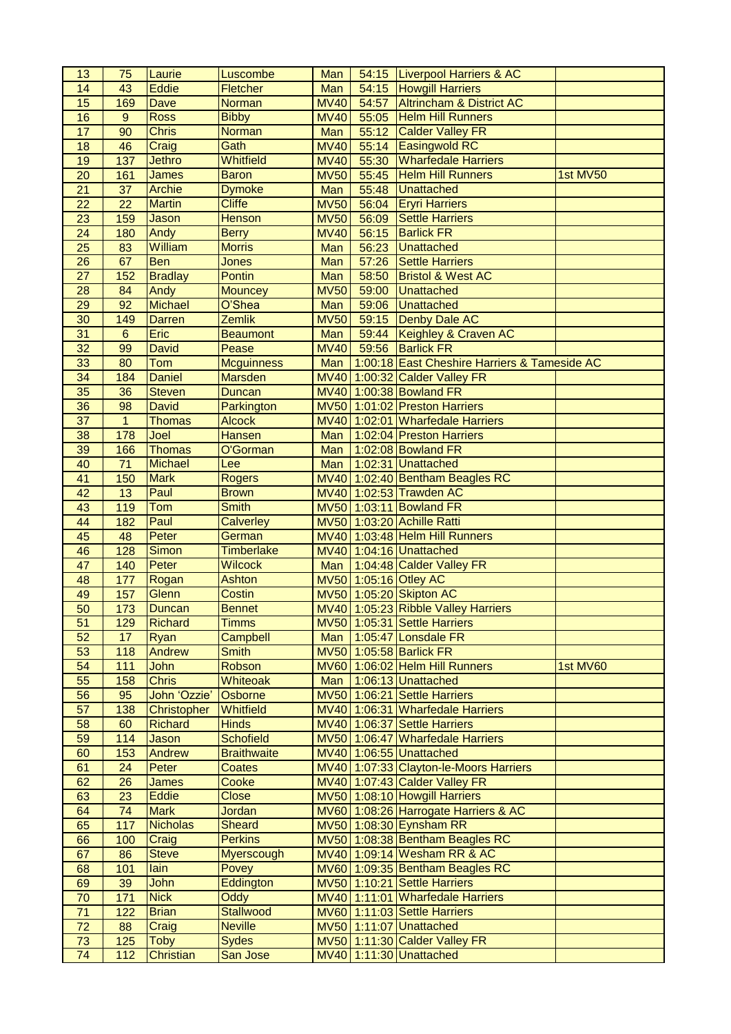| 13 | 75 | Laurie | Luscombe | Man | 54:15 | Liverpool Harriers & AC | |
|---|---|---|---|---|---|---|---|
| 14 | 43 | Eddie | Fletcher | Man | 54:15 | Howgill Harriers | |
| 15 | 169 | Dave | Norman | MV40 | 54:57 | Altrincham & District AC | |
| 16 | 9 | Ross | Bibby | MV40 | 55:05 | Helm Hill Runners | |
| 17 | 90 | Chris | Norman | Man | 55:12 | Calder Valley FR | |
| 18 | 46 | Craig | Gath | MV40 | 55:14 | Easingwold RC | |
| 19 | 137 | Jethro | Whitfield | MV40 | 55:30 | Wharfedale Harriers | |
| 20 | 161 | James | Baron | MV50 | 55:45 | Helm Hill Runners | 1st MV50 |
| 21 | 37 | Archie | Dymoke | Man | 55:48 | Unattached | |
| 22 | 22 | Martin | Cliffe | MV50 | 56:04 | Eryri Harriers | |
| 23 | 159 | Jason | Henson | MV50 | 56:09 | Settle Harriers | |
| 24 | 180 | Andy | Berry | MV40 | 56:15 | Barlick FR | |
| 25 | 83 | William | Morris | Man | 56:23 | Unattached | |
| 26 | 67 | Ben | Jones | Man | 57:26 | Settle Harriers | |
| 27 | 152 | Bradlay | Pontin | Man | 58:50 | Bristol & West AC | |
| 28 | 84 | Andy | Mouncey | MV50 | 59:00 | Unattached | |
| 29 | 92 | Michael | O'Shea | Man | 59:06 | Unattached | |
| 30 | 149 | Darren | Zemlik | MV50 | 59:15 | Denby Dale AC | |
| 31 | 6 | Eric | Beaumont | Man | 59:44 | Keighley & Craven AC | |
| 32 | 99 | David | Pease | MV40 | 59:56 | Barlick FR | |
| 33 | 80 | Tom | Mcguinness | Man | 1:00:18 | East Cheshire Harriers & Tameside AC | |
| 34 | 184 | Daniel | Marsden | MV40 | 1:00:32 | Calder Valley FR | |
| 35 | 36 | Steven | Duncan | MV40 | 1:00:38 | Bowland FR | |
| 36 | 98 | David | Parkington | MV50 | 1:01:02 | Preston Harriers | |
| 37 | 1 | Thomas | Alcock | MV40 | 1:02:01 | Wharfedale Harriers | |
| 38 | 178 | Joel | Hansen | Man | 1:02:04 | Preston Harriers | |
| 39 | 166 | Thomas | O'Gorman | Man | 1:02:08 | Bowland FR | |
| 40 | 71 | Michael | Lee | Man | 1:02:31 | Unattached | |
| 41 | 150 | Mark | Rogers | MV40 | 1:02:40 | Bentham Beagles RC | |
| 42 | 13 | Paul | Brown | MV40 | 1:02:53 | Trawden AC | |
| 43 | 119 | Tom | Smith | MV50 | 1:03:11 | Bowland FR | |
| 44 | 182 | Paul | Calverley | MV50 | 1:03:20 | Achille Ratti | |
| 45 | 48 | Peter | German | MV40 | 1:03:48 | Helm Hill Runners | |
| 46 | 128 | Simon | Timberlake | MV40 | 1:04:16 | Unattached | |
| 47 | 140 | Peter | Wilcock | Man | 1:04:48 | Calder Valley FR | |
| 48 | 177 | Rogan | Ashton | MV50 | 1:05:16 | Otley AC | |
| 49 | 157 | Glenn | Costin | MV50 | 1:05:20 | Skipton AC | |
| 50 | 173 | Duncan | Bennet | MV40 | 1:05:23 | Ribble Valley Harriers | |
| 51 | 129 | Richard | Timms | MV50 | 1:05:31 | Settle Harriers | |
| 52 | 17 | Ryan | Campbell | Man | 1:05:47 | Lonsdale FR | |
| 53 | 118 | Andrew | Smith | MV50 | 1:05:58 | Barlick FR | |
| 54 | 111 | John | Robson | MV60 | 1:06:02 | Helm Hill Runners | 1st MV60 |
| 55 | 158 | Chris | Whiteoak | Man | 1:06:13 | Unattached | |
| 56 | 95 | John 'Ozzie' | Osborne | MV50 | 1:06:21 | Settle Harriers | |
| 57 | 138 | Christopher | Whitfield | MV40 | 1:06:31 | Wharfedale Harriers | |
| 58 | 60 | Richard | Hinds | MV40 | 1:06:37 | Settle Harriers | |
| 59 | 114 | Jason | Schofield | MV50 | 1:06:47 | Wharfedale Harriers | |
| 60 | 153 | Andrew | Braithwaite | MV40 | 1:06:55 | Unattached | |
| 61 | 24 | Peter | Coates | MV40 | 1:07:33 | Clayton-le-Moors Harriers | |
| 62 | 26 | James | Cooke | MV40 | 1:07:43 | Calder Valley FR | |
| 63 | 23 | Eddie | Close | MV50 | 1:08:10 | Howgill Harriers | |
| 64 | 74 | Mark | Jordan | MV60 | 1:08:26 | Harrogate Harriers & AC | |
| 65 | 117 | Nicholas | Sheard | MV50 | 1:08:30 | Eynsham RR | |
| 66 | 100 | Craig | Perkins | MV50 | 1:08:38 | Bentham Beagles RC | |
| 67 | 86 | Steve | Myerscough | MV40 | 1:09:14 | Wesham RR & AC | |
| 68 | 101 | Iain | Povey | MV60 | 1:09:35 | Bentham Beagles RC | |
| 69 | 39 | John | Eddington | MV50 | 1:10:21 | Settle Harriers | |
| 70 | 171 | Nick | Oddy | MV40 | 1:11:01 | Wharfedale Harriers | |
| 71 | 122 | Brian | Stallwood | MV60 | 1:11:03 | Settle Harriers | |
| 72 | 88 | Craig | Neville | MV50 | 1:11:07 | Unattached | |
| 73 | 125 | Toby | Sydes | MV50 | 1:11:30 | Calder Valley FR | |
| 74 | 112 | Christian | San Jose | MV40 | 1:11:30 | Unattached | |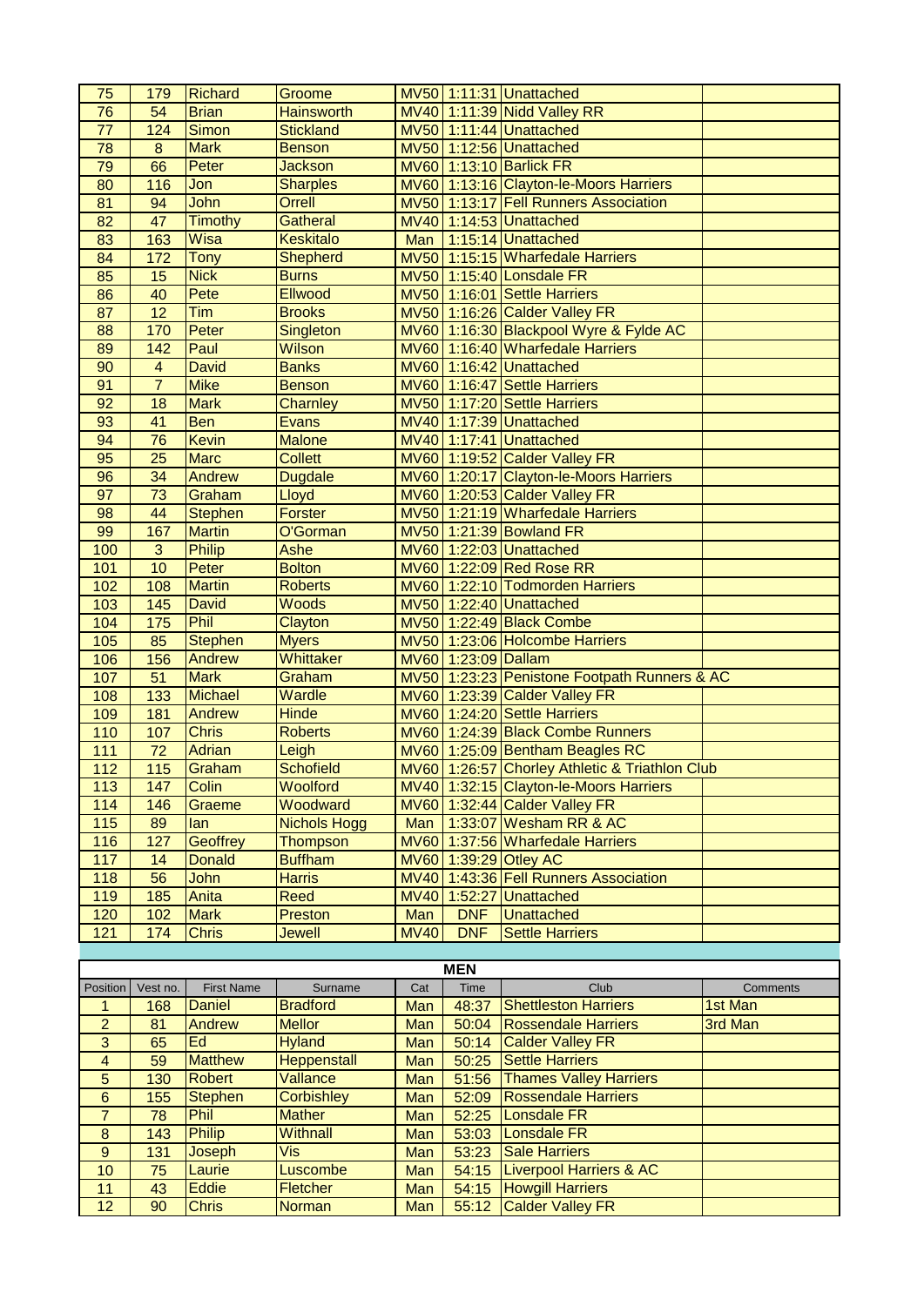| 75 | 179 | Richard | Groome | MV50 | 1:11:31 | Unattached | |
|---|---|---|---|---|---|---|---|
| 76 | 54 | Brian | Hainsworth | MV40 | 1:11:39 | Nidd Valley RR | |
| 77 | 124 | Simon | Stickland | MV50 | 1:11:44 | Unattached | |
| 78 | 8 | Mark | Benson | MV50 | 1:12:56 | Unattached | |
| 79 | 66 | Peter | Jackson | MV60 | 1:13:10 | Barlick FR | |
| 80 | 116 | Jon | Sharples | MV60 | 1:13:16 | Clayton-le-Moors Harriers | |
| 81 | 94 | John | Orrell | MV50 | 1:13:17 | Fell Runners Association | |
| 82 | 47 | Timothy | Gatheral | MV40 | 1:14:53 | Unattached | |
| 83 | 163 | Wisa | Keskitalo | Man | 1:15:14 | Unattached | |
| 84 | 172 | Tony | Shepherd | MV50 | 1:15:15 | Wharfedale Harriers | |
| 85 | 15 | Nick | Burns | MV50 | 1:15:40 | Lonsdale FR | |
| 86 | 40 | Pete | Ellwood | MV50 | 1:16:01 | Settle Harriers | |
| 87 | 12 | Tim | Brooks | MV50 | 1:16:26 | Calder Valley FR | |
| 88 | 170 | Peter | Singleton | MV60 | 1:16:30 | Blackpool Wyre & Fylde AC | |
| 89 | 142 | Paul | Wilson | MV60 | 1:16:40 | Wharfedale Harriers | |
| 90 | 4 | David | Banks | MV60 | 1:16:42 | Unattached | |
| 91 | 7 | Mike | Benson | MV60 | 1:16:47 | Settle Harriers | |
| 92 | 18 | Mark | Charnley | MV50 | 1:17:20 | Settle Harriers | |
| 93 | 41 | Ben | Evans | MV40 | 1:17:39 | Unattached | |
| 94 | 76 | Kevin | Malone | MV40 | 1:17:41 | Unattached | |
| 95 | 25 | Marc | Collett | MV60 | 1:19:52 | Calder Valley FR | |
| 96 | 34 | Andrew | Dugdale | MV60 | 1:20:17 | Clayton-le-Moors Harriers | |
| 97 | 73 | Graham | Lloyd | MV60 | 1:20:53 | Calder Valley FR | |
| 98 | 44 | Stephen | Forster | MV50 | 1:21:19 | Wharfedale Harriers | |
| 99 | 167 | Martin | O'Gorman | MV50 | 1:21:39 | Bowland FR | |
| 100 | 3 | Philip | Ashe | MV60 | 1:22:03 | Unattached | |
| 101 | 10 | Peter | Bolton | MV60 | 1:22:09 | Red Rose RR | |
| 102 | 108 | Martin | Roberts | MV60 | 1:22:10 | Todmorden Harriers | |
| 103 | 145 | David | Woods | MV50 | 1:22:40 | Unattached | |
| 104 | 175 | Phil | Clayton | MV50 | 1:22:49 | Black Combe | |
| 105 | 85 | Stephen | Myers | MV50 | 1:23:06 | Holcombe Harriers | |
| 106 | 156 | Andrew | Whittaker | MV60 | 1:23:09 | Dallam | |
| 107 | 51 | Mark | Graham | MV50 | 1:23:23 | Penistone Footpath Runners & AC | |
| 108 | 133 | Michael | Wardle | MV60 | 1:23:39 | Calder Valley FR | |
| 109 | 181 | Andrew | Hinde | MV60 | 1:24:20 | Settle Harriers | |
| 110 | 107 | Chris | Roberts | MV60 | 1:24:39 | Black Combe Runners | |
| 111 | 72 | Adrian | Leigh | MV60 | 1:25:09 | Bentham Beagles RC | |
| 112 | 115 | Graham | Schofield | MV60 | 1:26:57 | Chorley Athletic & Triathlon Club | |
| 113 | 147 | Colin | Woolford | MV40 | 1:32:15 | Clayton-le-Moors Harriers | |
| 114 | 146 | Graeme | Woodward | MV60 | 1:32:44 | Calder Valley FR | |
| 115 | 89 | Ian | Nichols Hogg | Man | 1:33:07 | Wesham RR & AC | |
| 116 | 127 | Geoffrey | Thompson | MV60 | 1:37:56 | Wharfedale Harriers | |
| 117 | 14 | Donald | Buffham | MV60 | 1:39:29 | Otley AC | |
| 118 | 56 | John | Harris | MV40 | 1:43:36 | Fell Runners Association | |
| 119 | 185 | Anita | Reed | MV40 | 1:52:27 | Unattached | |
| 120 | 102 | Mark | Preston | Man | DNF | Unattached | |
| 121 | 174 | Chris | Jewell | MV40 | DNF | Settle Harriers | |

## MEN

| Position | Vest no. | First Name | Surname | Cat | Time | Club | Comments |
|---|---|---|---|---|---|---|---|
| 1 | 168 | Daniel | Bradford | Man | 48:37 | Shettleston Harriers | 1st Man |
| 2 | 81 | Andrew | Mellor | Man | 50:04 | Rossendale Harriers | 3rd Man |
| 3 | 65 | Ed | Hyland | Man | 50:14 | Calder Valley FR | |
| 4 | 59 | Matthew | Heppenstall | Man | 50:25 | Settle Harriers | |
| 5 | 130 | Robert | Vallance | Man | 51:56 | Thames Valley Harriers | |
| 6 | 155 | Stephen | Corbishley | Man | 52:09 | Rossendale Harriers | |
| 7 | 78 | Phil | Mather | Man | 52:25 | Lonsdale FR | |
| 8 | 143 | Philip | Withnall | Man | 53:03 | Lonsdale FR | |
| 9 | 131 | Joseph | Vis | Man | 53:23 | Sale Harriers | |
| 10 | 75 | Laurie | Luscombe | Man | 54:15 | Liverpool Harriers & AC | |
| 11 | 43 | Eddie | Fletcher | Man | 54:15 | Howgill Harriers | |
| 12 | 90 | Chris | Norman | Man | 55:12 | Calder Valley FR | |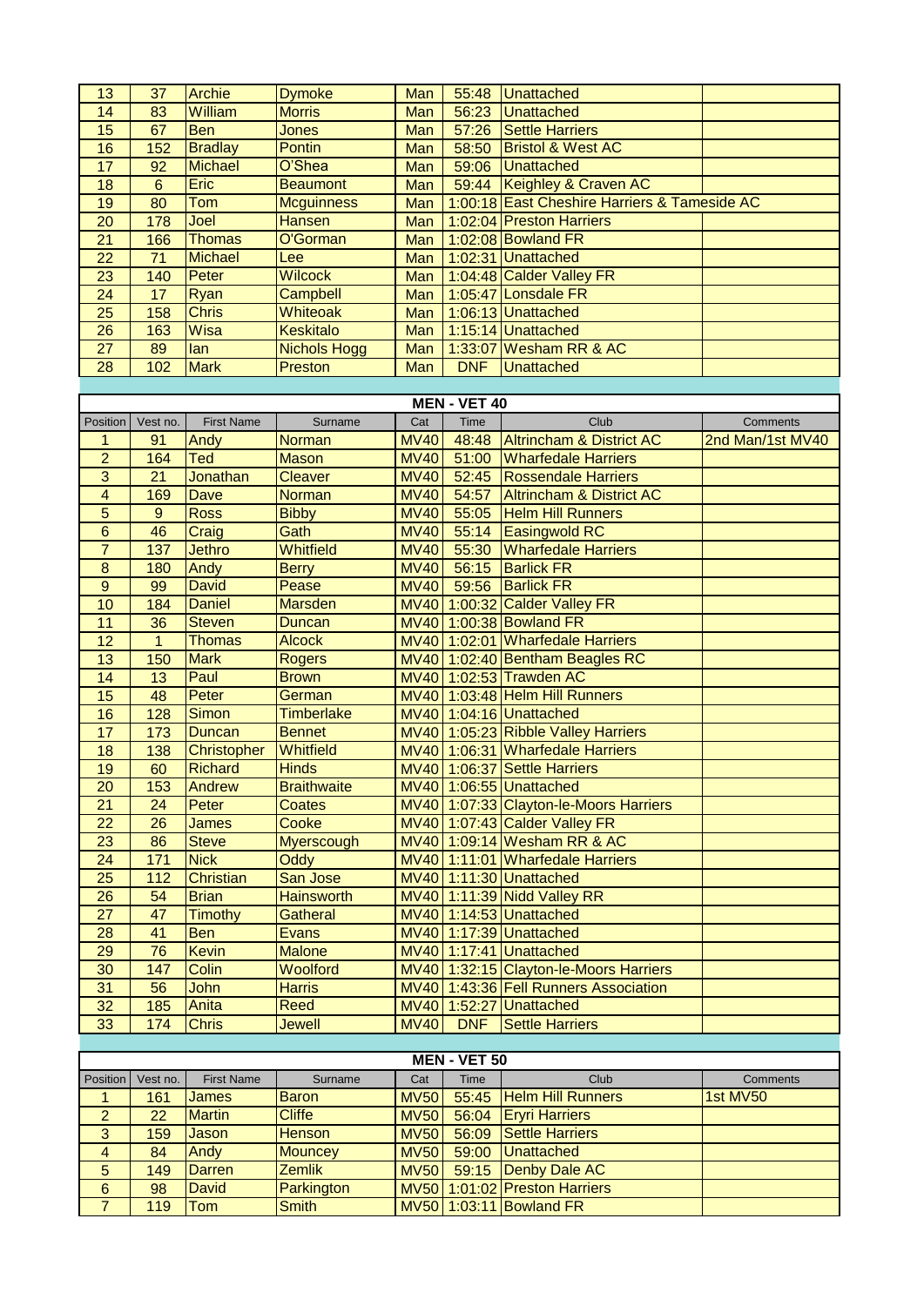| | | | | | | | |
|---|---|---|---|---|---|---|---|
| 13 | 37 | Archie | Dymoke | Man | 55:48 | Unattached | |
| 14 | 83 | William | Morris | Man | 56:23 | Unattached | |
| 15 | 67 | Ben | Jones | Man | 57:26 | Settle Harriers | |
| 16 | 152 | Bradlay | Pontin | Man | 58:50 | Bristol & West AC | |
| 17 | 92 | Michael | O'Shea | Man | 59:06 | Unattached | |
| 18 | 6 | Eric | Beaumont | Man | 59:44 | Keighley & Craven AC | |
| 19 | 80 | Tom | Mcguinness | Man | 1:00:18 | East Cheshire Harriers & Tameside AC | |
| 20 | 178 | Joel | Hansen | Man | 1:02:04 | Preston Harriers | |
| 21 | 166 | Thomas | O'Gorman | Man | 1:02:08 | Bowland FR | |
| 22 | 71 | Michael | Lee | Man | 1:02:31 | Unattached | |
| 23 | 140 | Peter | Wilcock | Man | 1:04:48 | Calder Valley FR | |
| 24 | 17 | Ryan | Campbell | Man | 1:05:47 | Lonsdale FR | |
| 25 | 158 | Chris | Whiteoak | Man | 1:06:13 | Unattached | |
| 26 | 163 | Wisa | Keskitalo | Man | 1:15:14 | Unattached | |
| 27 | 89 | Ian | Nichols Hogg | Man | 1:33:07 | Wesham RR & AC | |
| 28 | 102 | Mark | Preston | Man | DNF | Unattached | |

## MEN - VET 40

| Position | Vest no. | First Name | Surname | Cat | Time | Club | Comments |
|---|---|---|---|---|---|---|---|
| 1 | 91 | Andy | Norman | MV40 | 48:48 | Altrincham & District AC | 2nd Man/1st MV40 |
| 2 | 164 | Ted | Mason | MV40 | 51:00 | Wharfedale Harriers | |
| 3 | 21 | Jonathan | Cleaver | MV40 | 52:45 | Rossendale Harriers | |
| 4 | 169 | Dave | Norman | MV40 | 54:57 | Altrincham & District AC | |
| 5 | 9 | Ross | Bibby | MV40 | 55:05 | Helm Hill Runners | |
| 6 | 46 | Craig | Gath | MV40 | 55:14 | Easingwold RC | |
| 7 | 137 | Jethro | Whitfield | MV40 | 55:30 | Wharfedale Harriers | |
| 8 | 180 | Andy | Berry | MV40 | 56:15 | Barlick FR | |
| 9 | 99 | David | Pease | MV40 | 59:56 | Barlick FR | |
| 10 | 184 | Daniel | Marsden | MV40 | 1:00:32 | Calder Valley FR | |
| 11 | 36 | Steven | Duncan | MV40 | 1:00:38 | Bowland FR | |
| 12 | 1 | Thomas | Alcock | MV40 | 1:02:01 | Wharfedale Harriers | |
| 13 | 150 | Mark | Rogers | MV40 | 1:02:40 | Bentham Beagles RC | |
| 14 | 13 | Paul | Brown | MV40 | 1:02:53 | Trawden AC | |
| 15 | 48 | Peter | German | MV40 | 1:03:48 | Helm Hill Runners | |
| 16 | 128 | Simon | Timberlake | MV40 | 1:04:16 | Unattached | |
| 17 | 173 | Duncan | Bennet | MV40 | 1:05:23 | Ribble Valley Harriers | |
| 18 | 138 | Christopher | Whitfield | MV40 | 1:06:31 | Wharfedale Harriers | |
| 19 | 60 | Richard | Hinds | MV40 | 1:06:37 | Settle Harriers | |
| 20 | 153 | Andrew | Braithwaite | MV40 | 1:06:55 | Unattached | |
| 21 | 24 | Peter | Coates | MV40 | 1:07:33 | Clayton-le-Moors Harriers | |
| 22 | 26 | James | Cooke | MV40 | 1:07:43 | Calder Valley FR | |
| 23 | 86 | Steve | Myerscough | MV40 | 1:09:14 | Wesham RR & AC | |
| 24 | 171 | Nick | Oddy | MV40 | 1:11:01 | Wharfedale Harriers | |
| 25 | 112 | Christian | San Jose | MV40 | 1:11:30 | Unattached | |
| 26 | 54 | Brian | Hainsworth | MV40 | 1:11:39 | Nidd Valley RR | |
| 27 | 47 | Timothy | Gatheral | MV40 | 1:14:53 | Unattached | |
| 28 | 41 | Ben | Evans | MV40 | 1:17:39 | Unattached | |
| 29 | 76 | Kevin | Malone | MV40 | 1:17:41 | Unattached | |
| 30 | 147 | Colin | Woolford | MV40 | 1:32:15 | Clayton-le-Moors Harriers | |
| 31 | 56 | John | Harris | MV40 | 1:43:36 | Fell Runners Association | |
| 32 | 185 | Anita | Reed | MV40 | 1:52:27 | Unattached | |
| 33 | 174 | Chris | Jewell | MV40 | DNF | Settle Harriers | |

## MEN - VET 50

| Position | Vest no. | First Name | Surname | Cat | Time | Club | Comments |
|---|---|---|---|---|---|---|---|
| 1 | 161 | James | Baron | MV50 | 55:45 | Helm Hill Runners | 1st MV50 |
| 2 | 22 | Martin | Cliffe | MV50 | 56:04 | Eryri Harriers | |
| 3 | 159 | Jason | Henson | MV50 | 56:09 | Settle Harriers | |
| 4 | 84 | Andy | Mouncey | MV50 | 59:00 | Unattached | |
| 5 | 149 | Darren | Zemlik | MV50 | 59:15 | Denby Dale AC | |
| 6 | 98 | David | Parkington | MV50 | 1:01:02 | Preston Harriers | |
| 7 | 119 | Tom | Smith | MV50 | 1:03:11 | Bowland FR | |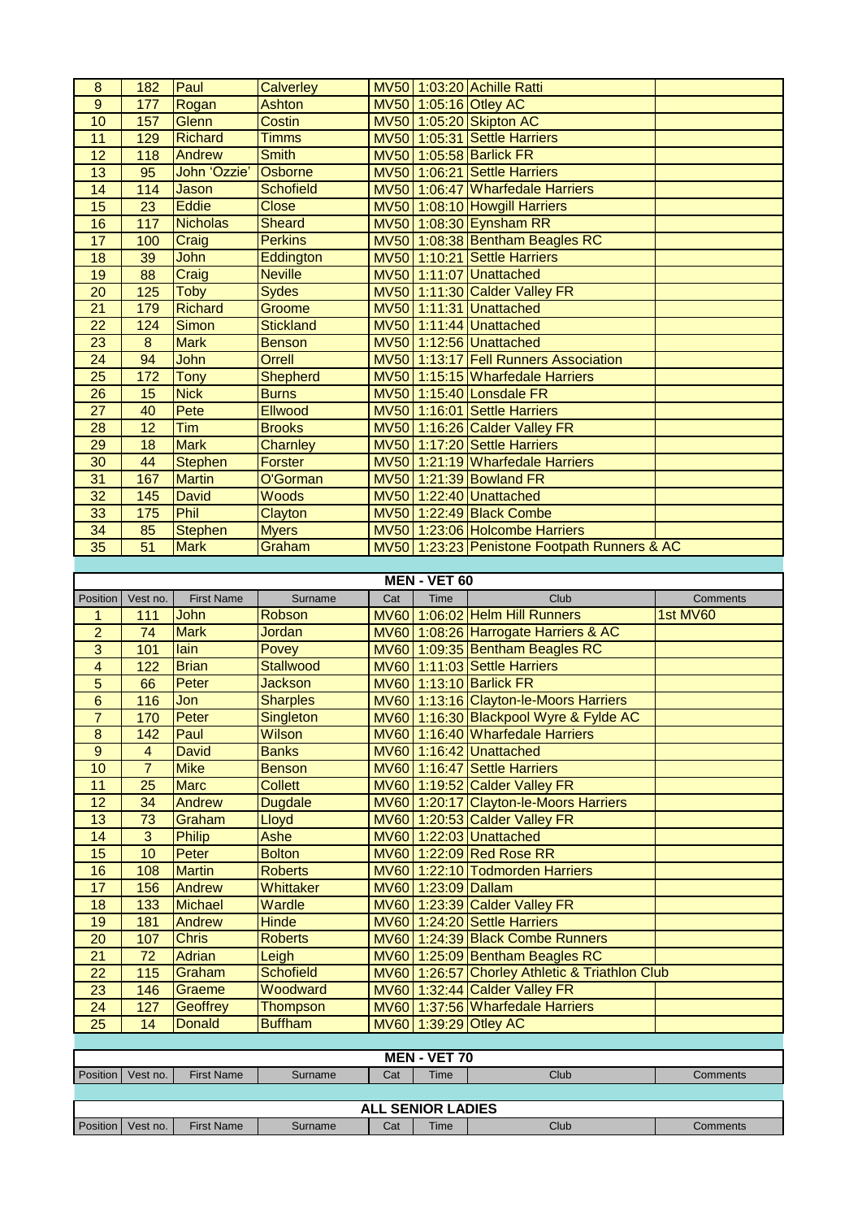| Position | Vest no. | First Name | Surname | Cat | Time | Club | Comments |
|---|---|---|---|---|---|---|---|
| 8 | 182 | Paul | Calverley | MV50 | 1:03:20 | Achille Ratti | |
| 9 | 177 | Rogan | Ashton | MV50 | 1:05:16 | Otley AC | |
| 10 | 157 | Glenn | Costin | MV50 | 1:05:20 | Skipton AC | |
| 11 | 129 | Richard | Timms | MV50 | 1:05:31 | Settle Harriers | |
| 12 | 118 | Andrew | Smith | MV50 | 1:05:58 | Barlick FR | |
| 13 | 95 | John 'Ozzie' | Osborne | MV50 | 1:06:21 | Settle Harriers | |
| 14 | 114 | Jason | Schofield | MV50 | 1:06:47 | Wharfedale Harriers | |
| 15 | 23 | Eddie | Close | MV50 | 1:08:10 | Howgill Harriers | |
| 16 | 117 | Nicholas | Sheard | MV50 | 1:08:30 | Eynsham RR | |
| 17 | 100 | Craig | Perkins | MV50 | 1:08:38 | Bentham Beagles RC | |
| 18 | 39 | John | Eddington | MV50 | 1:10:21 | Settle Harriers | |
| 19 | 88 | Craig | Neville | MV50 | 1:11:07 | Unattached | |
| 20 | 125 | Toby | Sydes | MV50 | 1:11:30 | Calder Valley FR | |
| 21 | 179 | Richard | Groome | MV50 | 1:11:31 | Unattached | |
| 22 | 124 | Simon | Stickland | MV50 | 1:11:44 | Unattached | |
| 23 | 8 | Mark | Benson | MV50 | 1:12:56 | Unattached | |
| 24 | 94 | John | Orrell | MV50 | 1:13:17 | Fell Runners Association | |
| 25 | 172 | Tony | Shepherd | MV50 | 1:15:15 | Wharfedale Harriers | |
| 26 | 15 | Nick | Burns | MV50 | 1:15:40 | Lonsdale FR | |
| 27 | 40 | Pete | Ellwood | MV50 | 1:16:01 | Settle Harriers | |
| 28 | 12 | Tim | Brooks | MV50 | 1:16:26 | Calder Valley FR | |
| 29 | 18 | Mark | Charnley | MV50 | 1:17:20 | Settle Harriers | |
| 30 | 44 | Stephen | Forster | MV50 | 1:21:19 | Wharfedale Harriers | |
| 31 | 167 | Martin | O'Gorman | MV50 | 1:21:39 | Bowland FR | |
| 32 | 145 | David | Woods | MV50 | 1:22:40 | Unattached | |
| 33 | 175 | Phil | Clayton | MV50 | 1:22:49 | Black Combe | |
| 34 | 85 | Stephen | Myers | MV50 | 1:23:06 | Holcombe Harriers | |
| 35 | 51 | Mark | Graham | MV50 | 1:23:23 | Penistone Footpath Runners & AC | |

## MEN - VET 60

| Position | Vest no. | First Name | Surname | Cat | Time | Club | Comments |
|---|---|---|---|---|---|---|---|
| 1 | 111 | John | Robson | MV60 | 1:06:02 | Helm Hill Runners | 1st MV60 |
| 2 | 74 | Mark | Jordan | MV60 | 1:08:26 | Harrogate Harriers & AC | |
| 3 | 101 | Iain | Povey | MV60 | 1:09:35 | Bentham Beagles RC | |
| 4 | 122 | Brian | Stallwood | MV60 | 1:11:03 | Settle Harriers | |
| 5 | 66 | Peter | Jackson | MV60 | 1:13:10 | Barlick FR | |
| 6 | 116 | Jon | Sharples | MV60 | 1:13:16 | Clayton-le-Moors Harriers | |
| 7 | 170 | Peter | Singleton | MV60 | 1:16:30 | Blackpool Wyre & Fylde AC | |
| 8 | 142 | Paul | Wilson | MV60 | 1:16:40 | Wharfedale Harriers | |
| 9 | 4 | David | Banks | MV60 | 1:16:42 | Unattached | |
| 10 | 7 | Mike | Benson | MV60 | 1:16:47 | Settle Harriers | |
| 11 | 25 | Marc | Collett | MV60 | 1:19:52 | Calder Valley FR | |
| 12 | 34 | Andrew | Dugdale | MV60 | 1:20:17 | Clayton-le-Moors Harriers | |
| 13 | 73 | Graham | Lloyd | MV60 | 1:20:53 | Calder Valley FR | |
| 14 | 3 | Philip | Ashe | MV60 | 1:22:03 | Unattached | |
| 15 | 10 | Peter | Bolton | MV60 | 1:22:09 | Red Rose RR | |
| 16 | 108 | Martin | Roberts | MV60 | 1:22:10 | Todmorden Harriers | |
| 17 | 156 | Andrew | Whittaker | MV60 | 1:23:09 | Dallam | |
| 18 | 133 | Michael | Wardle | MV60 | 1:23:39 | Calder Valley FR | |
| 19 | 181 | Andrew | Hinde | MV60 | 1:24:20 | Settle Harriers | |
| 20 | 107 | Chris | Roberts | MV60 | 1:24:39 | Black Combe Runners | |
| 21 | 72 | Adrian | Leigh | MV60 | 1:25:09 | Bentham Beagles RC | |
| 22 | 115 | Graham | Schofield | MV60 | 1:26:57 | Chorley Athletic & Triathlon Club | |
| 23 | 146 | Graeme | Woodward | MV60 | 1:32:44 | Calder Valley FR | |
| 24 | 127 | Geoffrey | Thompson | MV60 | 1:37:56 | Wharfedale Harriers | |
| 25 | 14 | Donald | Buffham | MV60 | 1:39:29 | Otley AC | |

## MEN - VET 70

| Position | Vest no. | First Name | Surname | Cat | Time | Club | Comments |
|---|---|---|---|---|---|---|---|

## ALL SENIOR LADIES

| Position | Vest no. | First Name | Surname | Cat | Time | Club | Comments |
|---|---|---|---|---|---|---|---|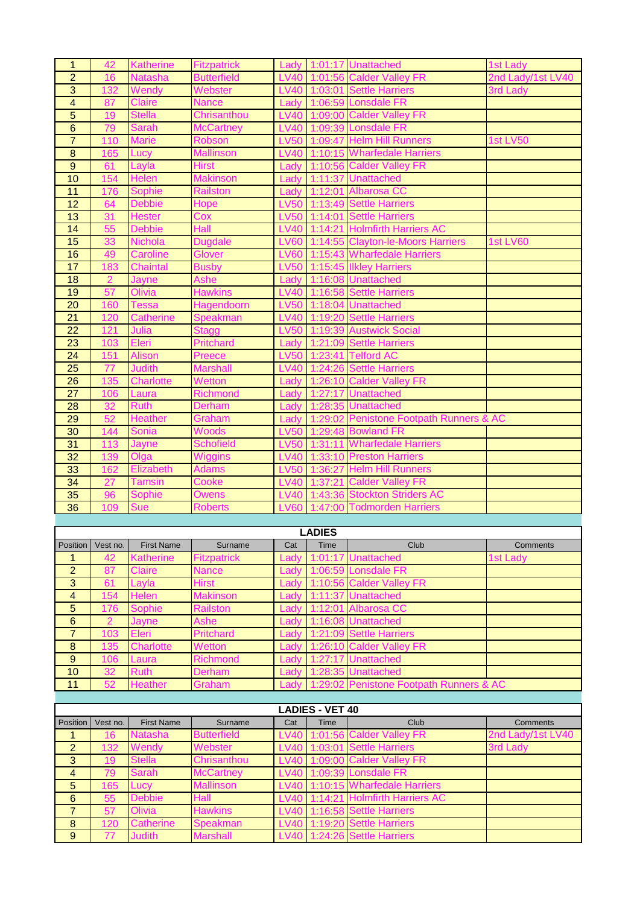| | | | | | | | |
|---|---|---|---|---|---|---|---|
| 1 | 42 | Katherine | Fitzpatrick | Lady | 1:01:17 | Unattached | 1st Lady |
| 2 | 16 | Natasha | Butterfield | LV40 | 1:01:56 | Calder Valley FR | 2nd Lady/1st LV40 |
| 3 | 132 | Wendy | Webster | LV40 | 1:03:01 | Settle Harriers | 3rd Lady |
| 4 | 87 | Claire | Nance | Lady | 1:06:59 | Lonsdale FR | |
| 5 | 19 | Stella | Chrisanthou | LV40 | 1:09:00 | Calder Valley FR | |
| 6 | 79 | Sarah | McCartney | LV40 | 1:09:39 | Lonsdale FR | |
| 7 | 110 | Marie | Robson | LV50 | 1:09:47 | Helm Hill Runners | 1st LV50 |
| 8 | 165 | Lucy | Mallinson | LV40 | 1:10:15 | Wharfedale Harriers | |
| 9 | 61 | Layla | Hirst | Lady | 1:10:56 | Calder Valley FR | |
| 10 | 154 | Helen | Makinson | Lady | 1:11:37 | Unattached | |
| 11 | 176 | Sophie | Railston | Lady | 1:12:01 | Albarosa CC | |
| 12 | 64 | Debbie | Hope | LV50 | 1:13:49 | Settle Harriers | |
| 13 | 31 | Hester | Cox | LV50 | 1:14:01 | Settle Harriers | |
| 14 | 55 | Debbie | Hall | LV40 | 1:14:21 | Holmfirth Harriers AC | |
| 15 | 33 | Nichola | Dugdale | LV60 | 1:14:55 | Clayton-le-Moors Harriers | 1st LV60 |
| 16 | 49 | Caroline | Glover | LV60 | 1:15:43 | Wharfedale Harriers | |
| 17 | 183 | Chaintal | Busby | LV50 | 1:15:45 | Ilkley Harriers | |
| 18 | 2 | Jayne | Ashe | Lady | 1:16:08 | Unattached | |
| 19 | 57 | Olivia | Hawkins | LV40 | 1:16:58 | Settle Harriers | |
| 20 | 160 | Tessa | Hagendoorn | LV50 | 1:18:04 | Unattached | |
| 21 | 120 | Catherine | Speakman | LV40 | 1:19:20 | Settle Harriers | |
| 22 | 121 | Julia | Stagg | LV50 | 1:19:39 | Austwick Social | |
| 23 | 103 | Eleri | Pritchard | Lady | 1:21:09 | Settle Harriers | |
| 24 | 151 | Alison | Preece | LV50 | 1:23:41 | Telford AC | |
| 25 | 77 | Judith | Marshall | LV40 | 1:24:26 | Settle Harriers | |
| 26 | 135 | Charlotte | Wetton | Lady | 1:26:10 | Calder Valley FR | |
| 27 | 106 | Laura | Richmond | Lady | 1:27:17 | Unattached | |
| 28 | 32 | Ruth | Derham | Lady | 1:28:35 | Unattached | |
| 29 | 52 | Heather | Graham | Lady | 1:29:02 | Penistone Footpath Runners & AC | |
| 30 | 144 | Sonia | Woods | LV50 | 1:29:48 | Bowland FR | |
| 31 | 113 | Jayne | Schofield | LV50 | 1:31:11 | Wharfedale Harriers | |
| 32 | 139 | Olga | Wiggins | LV40 | 1:33:10 | Preston Harriers | |
| 33 | 162 | Elizabeth | Adams | LV50 | 1:36:27 | Helm Hill Runners | |
| 34 | 27 | Tamsin | Cooke | LV40 | 1:37:21 | Calder Valley FR | |
| 35 | 96 | Sophie | Owens | LV40 | 1:43:36 | Stockton Striders AC | |
| 36 | 109 | Sue | Roberts | LV60 | 1:47:00 | Todmorden Harriers | |

## LADIES

| Position | Vest no. | First Name | Surname | Cat | Time | Club | Comments |
|---|---|---|---|---|---|---|---|
| 1 | 42 | Katherine | Fitzpatrick | Lady | 1:01:17 | Unattached | 1st Lady |
| 2 | 87 | Claire | Nance | Lady | 1:06:59 | Lonsdale FR | |
| 3 | 61 | Layla | Hirst | Lady | 1:10:56 | Calder Valley FR | |
| 4 | 154 | Helen | Makinson | Lady | 1:11:37 | Unattached | |
| 5 | 176 | Sophie | Railston | Lady | 1:12:01 | Albarosa CC | |
| 6 | 2 | Jayne | Ashe | Lady | 1:16:08 | Unattached | |
| 7 | 103 | Eleri | Pritchard | Lady | 1:21:09 | Settle Harriers | |
| 8 | 135 | Charlotte | Wetton | Lady | 1:26:10 | Calder Valley FR | |
| 9 | 106 | Laura | Richmond | Lady | 1:27:17 | Unattached | |
| 10 | 32 | Ruth | Derham | Lady | 1:28:35 | Unattached | |
| 11 | 52 | Heather | Graham | Lady | 1:29:02 | Penistone Footpath Runners & AC | |

## LADIES - VET 40

| Position | Vest no. | First Name | Surname | Cat | Time | Club | Comments |
|---|---|---|---|---|---|---|---|
| 1 | 16 | Natasha | Butterfield | LV40 | 1:01:56 | Calder Valley FR | 2nd Lady/1st LV40 |
| 2 | 132 | Wendy | Webster | LV40 | 1:03:01 | Settle Harriers | 3rd Lady |
| 3 | 19 | Stella | Chrisanthou | LV40 | 1:09:00 | Calder Valley FR | |
| 4 | 79 | Sarah | McCartney | LV40 | 1:09:39 | Lonsdale FR | |
| 5 | 165 | Lucy | Mallinson | LV40 | 1:10:15 | Wharfedale Harriers | |
| 6 | 55 | Debbie | Hall | LV40 | 1:14:21 | Holmfirth Harriers AC | |
| 7 | 57 | Olivia | Hawkins | LV40 | 1:16:58 | Settle Harriers | |
| 8 | 120 | Catherine | Speakman | LV40 | 1:19:20 | Settle Harriers | |
| 9 | 77 | Judith | Marshall | LV40 | 1:24:26 | Settle Harriers | |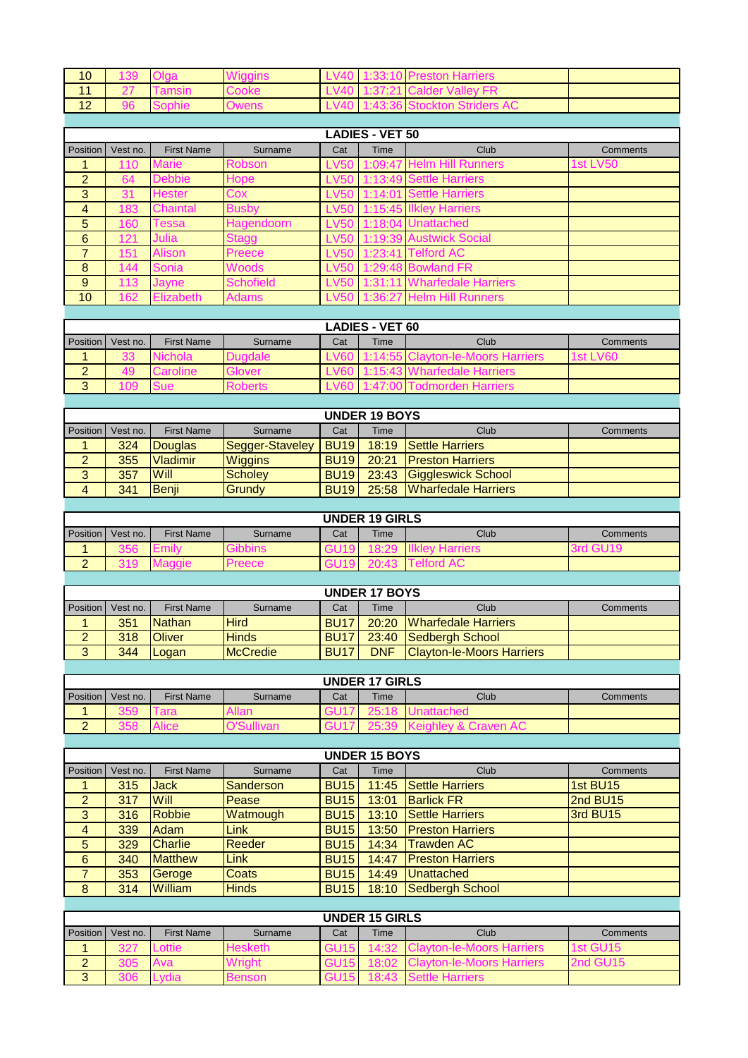| Position | Vest no. | First Name | Surname | Cat | Time | Club | Comments |
|---|---|---|---|---|---|---|---|
| 10 | 139 | Olga | Wiggins | LV40 | 1:33:10 | Preston Harriers | |
| 11 | 27 | Tamsin | Cooke | LV40 | 1:37:21 | Calder Valley FR | |
| 12 | 96 | Sophie | Owens | LV40 | 1:43:36 | Stockton Striders AC | |

## LADIES - VET 50

| Position | Vest no. | First Name | Surname | Cat | Time | Club | Comments |
|---|---|---|---|---|---|---|---|
| 1 | 110 | Marie | Robson | LV50 | 1:09:47 | Helm Hill Runners | 1st LV50 |
| 2 | 64 | Debbie | Hope | LV50 | 1:13:49 | Settle Harriers | |
| 3 | 31 | Hester | Cox | LV50 | 1:14:01 | Settle Harriers | |
| 4 | 183 | Chaintal | Busby | LV50 | 1:15:45 | Ilkley Harriers | |
| 5 | 160 | Tessa | Hagendoorn | LV50 | 1:18:04 | Unattached | |
| 6 | 121 | Julia | Stagg | LV50 | 1:19:39 | Austwick Social | |
| 7 | 151 | Alison | Preece | LV50 | 1:23:41 | Telford AC | |
| 8 | 144 | Sonia | Woods | LV50 | 1:29:48 | Bowland FR | |
| 9 | 113 | Jayne | Schofield | LV50 | 1:31:11 | Wharfedale Harriers | |
| 10 | 162 | Elizabeth | Adams | LV50 | 1:36:27 | Helm Hill Runners | |

## LADIES - VET 60

| Position | Vest no. | First Name | Surname | Cat | Time | Club | Comments |
|---|---|---|---|---|---|---|---|
| 1 | 33 | Nichola | Dugdale | LV60 | 1:14:55 | Clayton-le-Moors Harriers | 1st LV60 |
| 2 | 49 | Caroline | Glover | LV60 | 1:15:43 | Wharfedale Harriers | |
| 3 | 109 | Sue | Roberts | LV60 | 1:47:00 | Todmorden Harriers | |

## UNDER 19 BOYS

| Position | Vest no. | First Name | Surname | Cat | Time | Club | Comments |
|---|---|---|---|---|---|---|---|
| 1 | 324 | Douglas | Segger-Staveley | BU19 | 18:19 | Settle Harriers | |
| 2 | 355 | Vladimir | Wiggins | BU19 | 20:21 | Preston Harriers | |
| 3 | 357 | Will | Scholey | BU19 | 23:43 | Giggleswick School | |
| 4 | 341 | Benji | Grundy | BU19 | 25:58 | Wharfedale Harriers | |

## UNDER 19 GIRLS

| Position | Vest no. | First Name | Surname | Cat | Time | Club | Comments |
|---|---|---|---|---|---|---|---|
| 1 | 356 | Emily | Gibbins | GU19 | 18:29 | Ilkley Harriers | 3rd GU19 |
| 2 | 319 | Maggie | Preece | GU19 | 20:43 | Telford AC | |

## UNDER 17 BOYS

| Position | Vest no. | First Name | Surname | Cat | Time | Club | Comments |
|---|---|---|---|---|---|---|---|
| 1 | 351 | Nathan | Hird | BU17 | 20:20 | Wharfedale Harriers | |
| 2 | 318 | Oliver | Hinds | BU17 | 23:40 | Sedbergh School | |
| 3 | 344 | Logan | McCredie | BU17 | DNF | Clayton-le-Moors Harriers | |

## UNDER 17 GIRLS

| Position | Vest no. | First Name | Surname | Cat | Time | Club | Comments |
|---|---|---|---|---|---|---|---|
| 1 | 359 | Tara | Allan | GU17 | 25:18 | Unattached | |
| 2 | 358 | Alice | O'Sullivan | GU17 | 25:39 | Keighley & Craven AC | |

## UNDER 15 BOYS

| Position | Vest no. | First Name | Surname | Cat | Time | Club | Comments |
|---|---|---|---|---|---|---|---|
| 1 | 315 | Jack | Sanderson | BU15 | 11:45 | Settle Harriers | 1st BU15 |
| 2 | 317 | Will | Pease | BU15 | 13:01 | Barlick FR | 2nd BU15 |
| 3 | 316 | Robbie | Watmough | BU15 | 13:10 | Settle Harriers | 3rd BU15 |
| 4 | 339 | Adam | Link | BU15 | 13:50 | Preston Harriers | |
| 5 | 329 | Charlie | Reeder | BU15 | 14:34 | Trawden AC | |
| 6 | 340 | Matthew | Link | BU15 | 14:47 | Preston Harriers | |
| 7 | 353 | Geroge | Coats | BU15 | 14:49 | Unattached | |
| 8 | 314 | William | Hinds | BU15 | 18:10 | Sedbergh School | |

## UNDER 15 GIRLS

| Position | Vest no. | First Name | Surname | Cat | Time | Club | Comments |
|---|---|---|---|---|---|---|---|
| 1 | 327 | Lottie | Hesketh | GU15 | 14:32 | Clayton-le-Moors Harriers | 1st GU15 |
| 2 | 305 | Ava | Wright | GU15 | 18:02 | Clayton-le-Moors Harriers | 2nd GU15 |
| 3 | 306 | Lydia | Benson | GU15 | 18:43 | Settle Harriers | |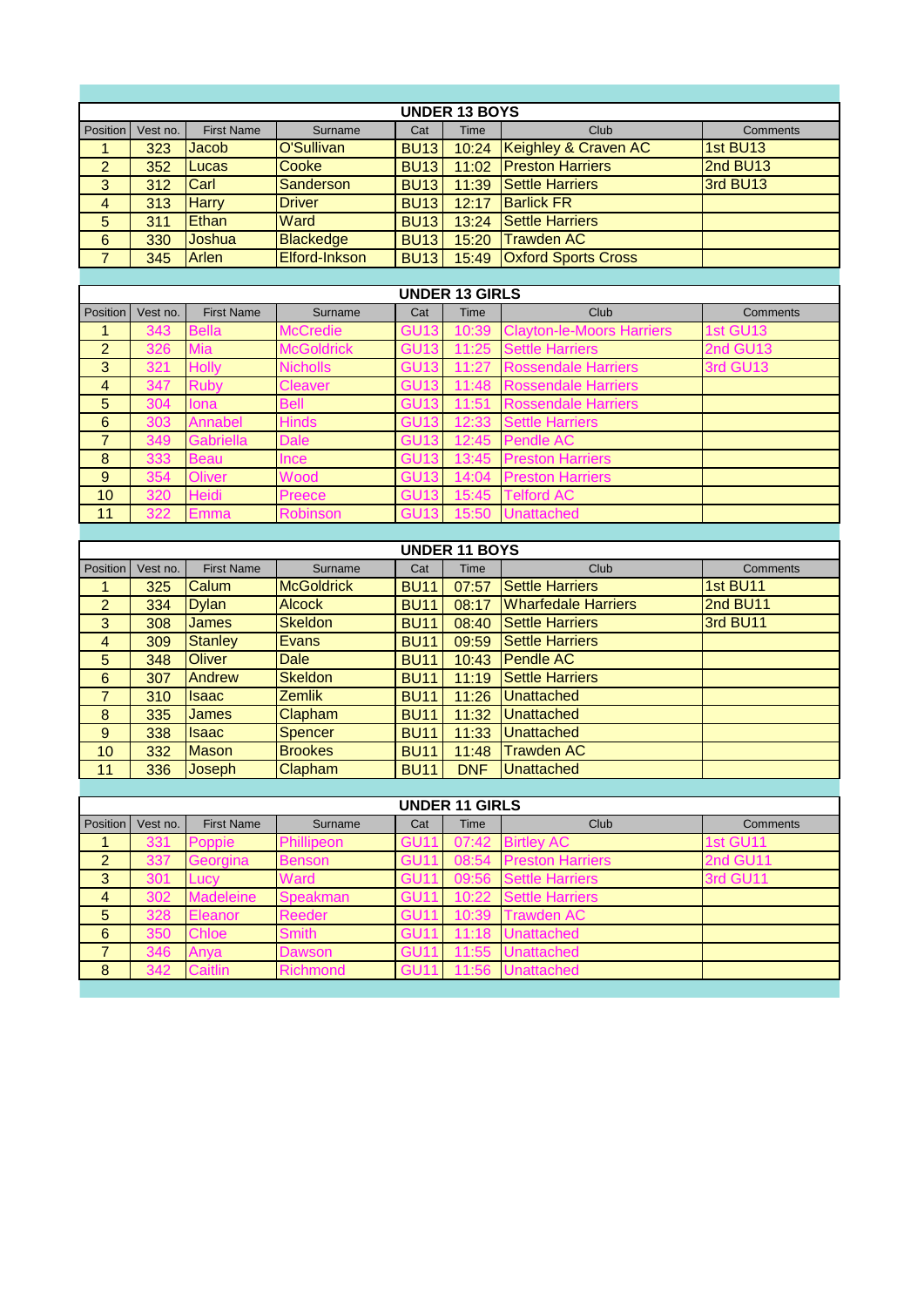## UNDER 13 BOYS

| Position | Vest no. | First Name | Surname | Cat | Time | Club | Comments |
|---|---|---|---|---|---|---|---|
| 1 | 323 | Jacob | O'Sullivan | BU13 | 10:24 | Keighley & Craven AC | 1st BU13 |
| 2 | 352 | Lucas | Cooke | BU13 | 11:02 | Preston Harriers | 2nd BU13 |
| 3 | 312 | Carl | Sanderson | BU13 | 11:39 | Settle Harriers | 3rd BU13 |
| 4 | 313 | Harry | Driver | BU13 | 12:17 | Barlick FR | |
| 5 | 311 | Ethan | Ward | BU13 | 13:24 | Settle Harriers | |
| 6 | 330 | Joshua | Blackedge | BU13 | 15:20 | Trawden AC | |
| 7 | 345 | Arlen | Elford-Inkson | BU13 | 15:49 | Oxford Sports Cross | |

## UNDER 13 GIRLS

| Position | Vest no. | First Name | Surname | Cat | Time | Club | Comments |
|---|---|---|---|---|---|---|---|
| 1 | 343 | Bella | McCredie | GU13 | 10:39 | Clayton-le-Moors Harriers | 1st GU13 |
| 2 | 326 | Mia | McGoldrick | GU13 | 11:25 | Settle Harriers | 2nd GU13 |
| 3 | 321 | Holly | Nicholls | GU13 | 11:27 | Rossendale Harriers | 3rd GU13 |
| 4 | 347 | Ruby | Cleaver | GU13 | 11:48 | Rossendale Harriers | |
| 5 | 304 | Iona | Bell | GU13 | 11:51 | Rossendale Harriers | |
| 6 | 303 | Annabel | Hinds | GU13 | 12:33 | Settle Harriers | |
| 7 | 349 | Gabriella | Dale | GU13 | 12:45 | Pendle AC | |
| 8 | 333 | Beau | Ince | GU13 | 13:45 | Preston Harriers | |
| 9 | 354 | Oliver | Wood | GU13 | 14:04 | Preston Harriers | |
| 10 | 320 | Heidi | Preece | GU13 | 15:45 | Telford AC | |
| 11 | 322 | Emma | Robinson | GU13 | 15:50 | Unattached | |

## UNDER 11 BOYS

| Position | Vest no. | First Name | Surname | Cat | Time | Club | Comments |
|---|---|---|---|---|---|---|---|
| 1 | 325 | Calum | McGoldrick | BU11 | 07:57 | Settle Harriers | 1st BU11 |
| 2 | 334 | Dylan | Alcock | BU11 | 08:17 | Wharfedale Harriers | 2nd BU11 |
| 3 | 308 | James | Skeldon | BU11 | 08:40 | Settle Harriers | 3rd BU11 |
| 4 | 309 | Stanley | Evans | BU11 | 09:59 | Settle Harriers | |
| 5 | 348 | Oliver | Dale | BU11 | 10:43 | Pendle AC | |
| 6 | 307 | Andrew | Skeldon | BU11 | 11:19 | Settle Harriers | |
| 7 | 310 | Isaac | Zemlik | BU11 | 11:26 | Unattached | |
| 8 | 335 | James | Clapham | BU11 | 11:32 | Unattached | |
| 9 | 338 | Isaac | Spencer | BU11 | 11:33 | Unattached | |
| 10 | 332 | Mason | Brookes | BU11 | 11:48 | Trawden AC | |
| 11 | 336 | Joseph | Clapham | BU11 | DNF | Unattached | |

## UNDER 11 GIRLS

| Position | Vest no. | First Name | Surname | Cat | Time | Club | Comments |
|---|---|---|---|---|---|---|---|
| 1 | 331 | Poppie | Phillipeon | GU11 | 07:42 | Birtley AC | 1st GU11 |
| 2 | 337 | Georgina | Benson | GU11 | 08:54 | Preston Harriers | 2nd GU11 |
| 3 | 301 | Lucy | Ward | GU11 | 09:56 | Settle Harriers | 3rd GU11 |
| 4 | 302 | Madeleine | Speakman | GU11 | 10:22 | Settle Harriers | |
| 5 | 328 | Eleanor | Reeder | GU11 | 10:39 | Trawden AC | |
| 6 | 350 | Chloe | Smith | GU11 | 11:18 | Unattached | |
| 7 | 346 | Anya | Dawson | GU11 | 11:55 | Unattached | |
| 8 | 342 | Caitlin | Richmond | GU11 | 11:56 | Unattached | |